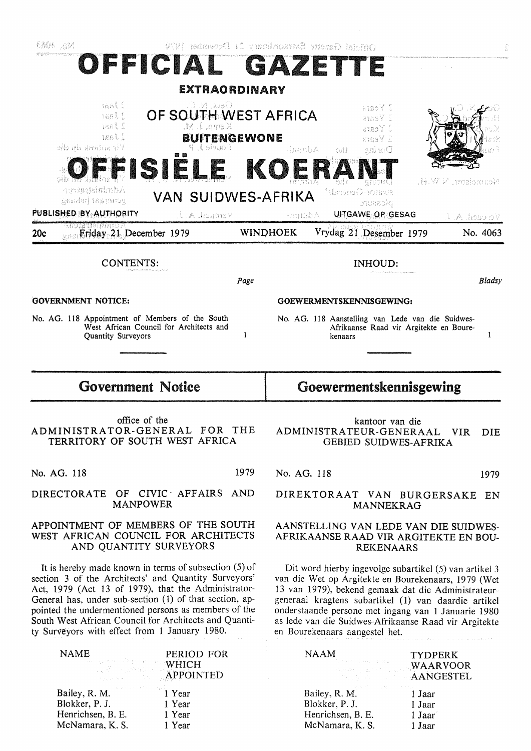# OFFICIAL GAZETTE

**EXTRAORDINARY**

## OF SOUTH WEST AFRICA

**BUITENGEWONE**

# OFFISIËLE KOERANT

## VAN SUIDWES-AFRIKA

PUBLISHED BY AUTHORITY — UITGAWE OP GESAG

20c — Friday 21 December 1979 — WINDHOEK — Vrydag 21 Desember 1979 — No. 4063

CONTENTS:

| | Page |
|---|---|
| **GOVERNMENT NOTICE:** | |
| No. AG. 118 Appointment of Members of the South West African Council for Architects and Quantity Surveyors | 1 |

INHOUD:

| | *Bladsy* |
|---|---|
| **GOEWERMENTSKENNISGEWING:** | |
| No. AG. 118 Aanstelling van Lede van die Suidwes-Afrikaanse Raad vir Argitekte en Bourekenaars | 1 |

## Government Notice

office of the
ADMINISTRATOR-GENERAL FOR THE TERRITORY OF SOUTH WEST AFRICA

No. AG. 118 — 1979

DIRECTORATE OF CIVIC AFFAIRS AND MANPOWER

### APPOINTMENT OF MEMBERS OF THE SOUTH WEST AFRICAN COUNCIL FOR ARCHITECTS AND QUANTITY SURVEYORS

It is hereby made known in terms of subsection (5) of section 3 of the Architects' and Quantity Surveyors' Act, 1979 (Act 13 of 1979), that the Administrator-General has, under sub-section (1) of that section, appointed the undermentioned persons as members of the South West African Council for Architects and Quantity Surveyors with effect from 1 January 1980.

| NAME | PERIOD FOR WHICH APPOINTED |
|---|---|
| Bailey, R. M. | 1 Year |
| Blokker, P. J. | 1 Year |
| Henrichsen, B. E. | 1 Year |
| McNamara, K. S. | 1 Year |

## Goewermentskennisgewing

kantoor van die
ADMINISTRATEUR-GENERAAL VIR DIE GEBIED SUIDWES-AFRIKA

No. AG. 118 — 1979

DIREKTORAAT VAN BURGERSAKE EN MANNEKRAG

### AANSTELLING VAN LEDE VAN DIE SUIDWES-AFRIKAANSE RAAD VIR ARGITEKTE EN BOUREKENAARS

Dit word hierby ingevolge subartikel (5) van artikel 3 van die Wet op Argitekte en Bourekenaars, 1979 (Wet 13 van 1979), bekend gemaak dat die Administrateur-generaal kragtens subartikel (1) van daardie artikel onderstaande persone met ingang van 1 Januarie 1980 as lede van die Suidwes-Afrikaanse Raad vir Argitekte en Bourekenaars aangestel het.

| NAAM | TYDPERK WAARVOOR AANGESTEL |
|---|---|
| Bailey, R. M. | 1 Jaar |
| Blokker, P. J. | 1 Jaar |
| Henrichsen, B. E. | 1 Jaar |
| McNamara, K. S. | 1 Jaar |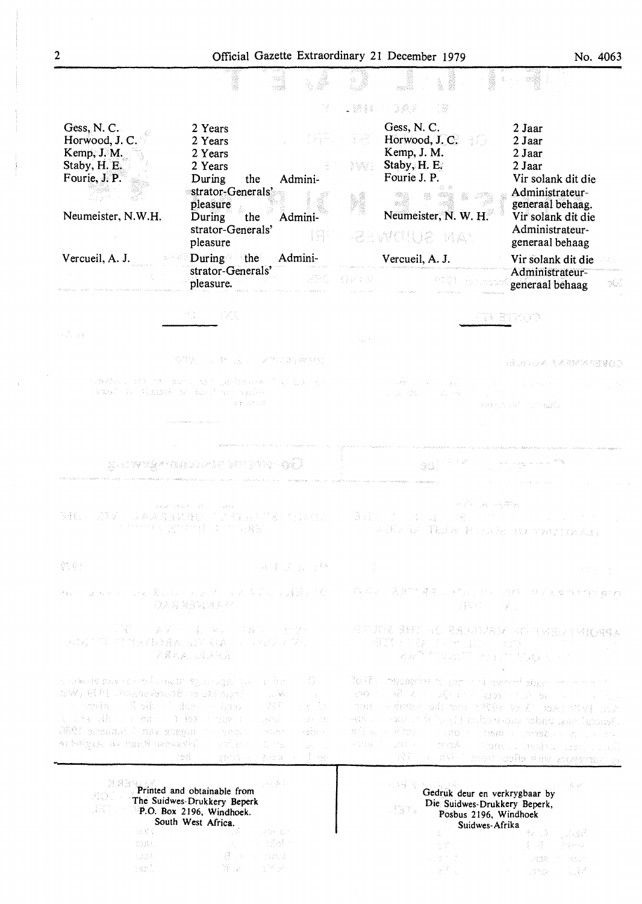| | |
|---|---|
| Gess, N. C. | 2 Years |
| Horwood, J. C. | 2 Years |
| Kemp, J. M. | 2 Years |
| Staby, H. E. | 2 Years |
| Fourie, J. P. | During the Administrator-Generals' pleasure |
| Neumeister, N.W.H. | During the Administrator-Generals' pleasure |
| Vercueil, A. J. | During the Administrator-Generals' pleasure. |

| | |
|---|---|
| Gess, N. C. | 2 Jaar |
| Horwood, J. C. | 2 Jaar |
| Kemp, J. M. | 2 Jaar |
| Staby, H. E. | 2 Jaar |
| Fourie J. P. | Vir solank dit die Administrateur-generaal behaag. |
| Neumeister, N. W. H. | Vir solank dit die Administrateur-generaal behaag |
| Vercueil, A. J. | Vir solank dit die Administrateur-generaal behaag |

---

Printed and obtainable from
The Suidwes-Drukkery Beperk
P.O. Box 2196, Windhoek.
South West Africa.

Gedruk deur en verkrygbaar by
Die Suidwes-Drukkery Beperk,
Posbus 2196, Windhoek
Suidwes-Afrika